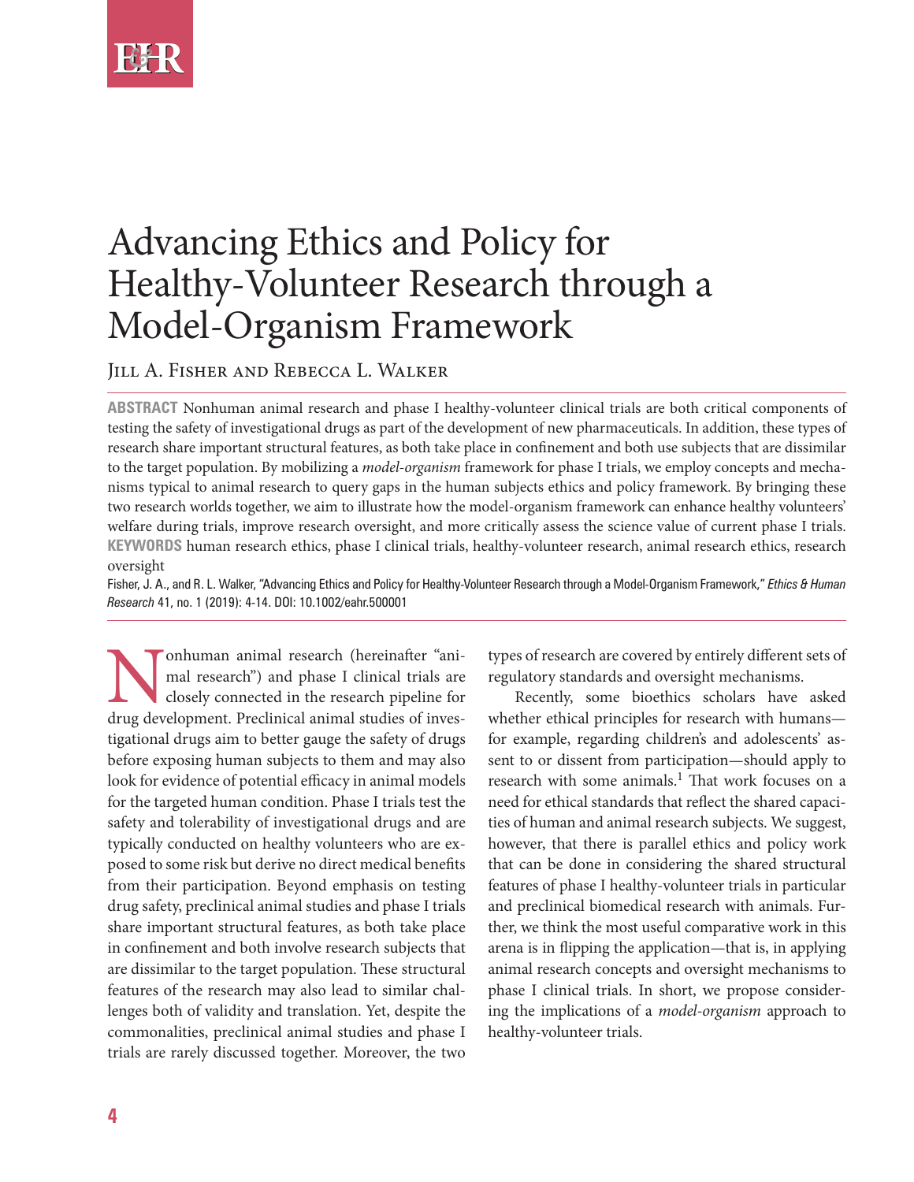# Advancing Ethics and Policy for Healthy-Volunteer Research through a Model-Organism Framework

Jill A. Fisher and Rebecca L. Walker

**ABSTRACT** Nonhuman animal research and phase I healthy-volunteer clinical trials are both critical components of testing the safety of investigational drugs as part of the development of new pharmaceuticals. In addition, these types of research share important structural features, as both take place in confinement and both use subjects that are dissimilar to the target population. By mobilizing a *model-organism* framework for phase I trials, we employ concepts and mechanisms typical to animal research to query gaps in the human subjects ethics and policy framework. By bringing these two research worlds together, we aim to illustrate how the model-organism framework can enhance healthy volunteers' welfare during trials, improve research oversight, and more critically assess the science value of current phase I trials.

**KEYWORDS** human research ethics, phase I clinical trials, healthy-volunteer research, animal research ethics, research oversight

Fisher, J. A., and R. L. Walker, "Advancing Ethics and Policy for Healthy-Volunteer Research through a Model-Organism Framework," *Ethics & Human Research* 41, no. 1 (2019): 4-14. DOI: 10.1002/eahr.500001

Nonhuman animal research (hereinafter "animal research") and phase I clinical trials are closely connected in the research pipeline for drug development. Preclinical animal studies of investigational drugs aim to better gauge the safety of drugs before exposing human subjects to them and may also look for evidence of potential efficacy in animal models for the targeted human condition. Phase I trials test the safety and tolerability of investigational drugs and are typically conducted on healthy volunteers who are exposed to some risk but derive no direct medical benefits from their participation. Beyond emphasis on testing drug safety, preclinical animal studies and phase I trials share important structural features, as both take place in confinement and both involve research subjects that are dissimilar to the target population. These structural features of the research may also lead to similar challenges both of validity and translation. Yet, despite the commonalities, preclinical animal studies and phase I trials are rarely discussed together. Moreover, the two types of research are covered by entirely different sets of regulatory standards and oversight mechanisms.

Recently, some bioethics scholars have asked whether ethical principles for research with humans—for example, regarding children's and adolescents' assent to or dissent from participation—should apply to research with some animals.[1] That work focuses on a need for ethical standards that reflect the shared capacities of human and animal research subjects. We suggest, however, that there is parallel ethics and policy work that can be done in considering the shared structural features of phase I healthy-volunteer trials in particular and preclinical biomedical research with animals. Further, we think the most useful comparative work in this arena is in flipping the application—that is, in applying animal research concepts and oversight mechanisms to phase I clinical trials. In short, we propose considering the implications of a *model-organism* approach to healthy-volunteer trials.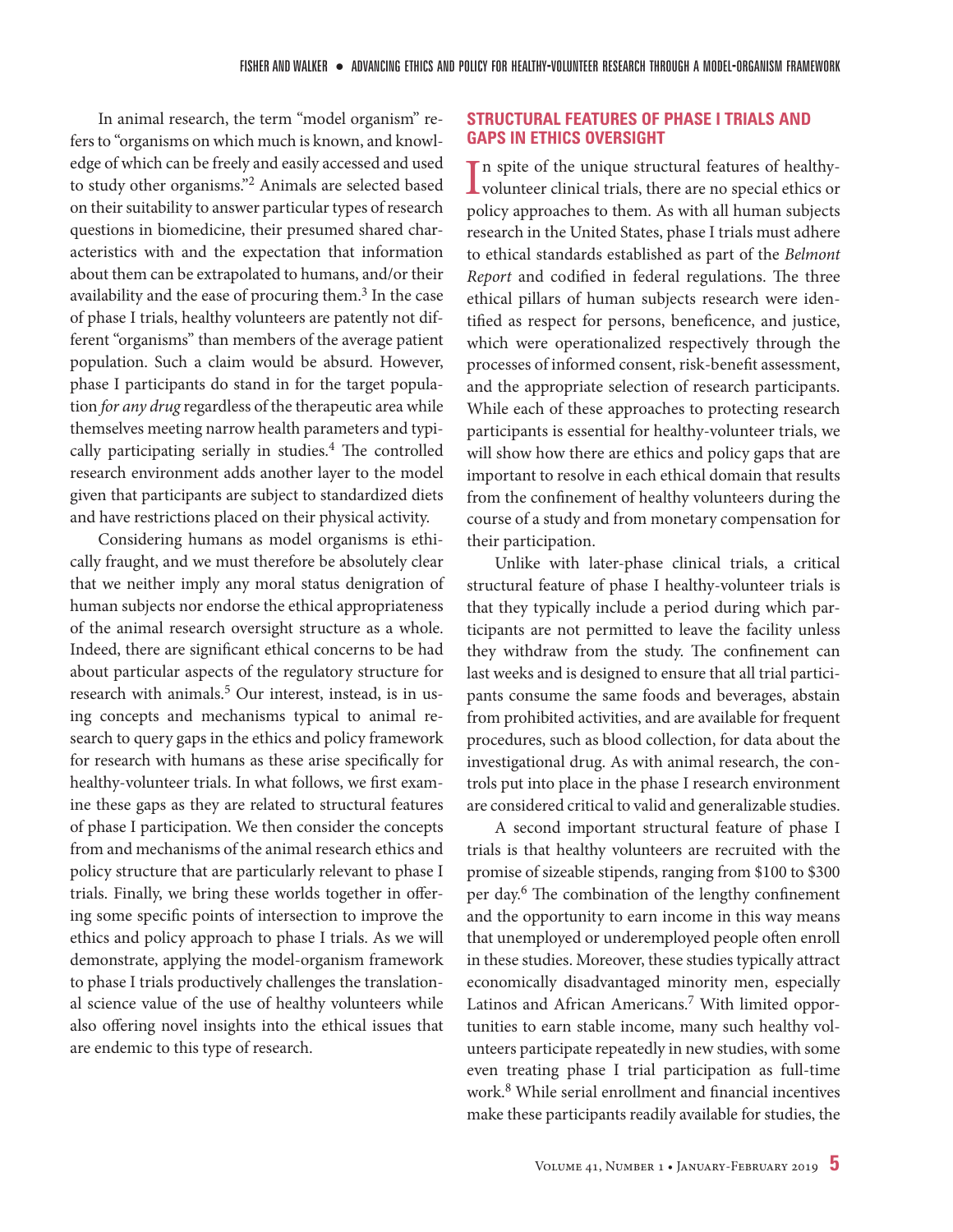In animal research, the term "model organism" refers to "organisms on which much is known, and knowledge of which can be freely and easily accessed and used to study other organisms."[2] Animals are selected based on their suitability to answer particular types of research questions in biomedicine, their presumed shared characteristics with and the expectation that information about them can be extrapolated to humans, and/or their availability and the ease of procuring them.[3] In the case of phase I trials, healthy volunteers are patently not different "organisms" than members of the average patient population. Such a claim would be absurd. However, phase I participants do stand in for the target population *for any drug* regardless of the therapeutic area while themselves meeting narrow health parameters and typically participating serially in studies.[4] The controlled research environment adds another layer to the model given that participants are subject to standardized diets and have restrictions placed on their physical activity.

Considering humans as model organisms is ethically fraught, and we must therefore be absolutely clear that we neither imply any moral status denigration of human subjects nor endorse the ethical appropriateness of the animal research oversight structure as a whole. Indeed, there are significant ethical concerns to be had about particular aspects of the regulatory structure for research with animals.[5] Our interest, instead, is in using concepts and mechanisms typical to animal research to query gaps in the ethics and policy framework for research with humans as these arise specifically for healthy-volunteer trials. In what follows, we first examine these gaps as they are related to structural features of phase I participation. We then consider the concepts from and mechanisms of the animal research ethics and policy structure that are particularly relevant to phase I trials. Finally, we bring these worlds together in offering some specific points of intersection to improve the ethics and policy approach to phase I trials. As we will demonstrate, applying the model-organism framework to phase I trials productively challenges the translational science value of the use of healthy volunteers while also offering novel insights into the ethical issues that are endemic to this type of research.

## STRUCTURAL FEATURES OF PHASE I TRIALS AND GAPS IN ETHICS OVERSIGHT

In spite of the unique structural features of healthy-volunteer clinical trials, there are no special ethics or policy approaches to them. As with all human subjects research in the United States, phase I trials must adhere to ethical standards established as part of the *Belmont Report* and codified in federal regulations. The three ethical pillars of human subjects research were identified as respect for persons, beneficence, and justice, which were operationalized respectively through the processes of informed consent, risk-benefit assessment, and the appropriate selection of research participants. While each of these approaches to protecting research participants is essential for healthy-volunteer trials, we will show how there are ethics and policy gaps that are important to resolve in each ethical domain that results from the confinement of healthy volunteers during the course of a study and from monetary compensation for their participation.

Unlike with later-phase clinical trials, a critical structural feature of phase I healthy-volunteer trials is that they typically include a period during which participants are not permitted to leave the facility unless they withdraw from the study. The confinement can last weeks and is designed to ensure that all trial participants consume the same foods and beverages, abstain from prohibited activities, and are available for frequent procedures, such as blood collection, for data about the investigational drug. As with animal research, the controls put into place in the phase I research environment are considered critical to valid and generalizable studies.

A second important structural feature of phase I trials is that healthy volunteers are recruited with the promise of sizeable stipends, ranging from $100 to $300 per day.[6] The combination of the lengthy confinement and the opportunity to earn income in this way means that unemployed or underemployed people often enroll in these studies. Moreover, these studies typically attract economically disadvantaged minority men, especially Latinos and African Americans.[7] With limited opportunities to earn stable income, many such healthy volunteers participate repeatedly in new studies, with some even treating phase I trial participation as full-time work.[8] While serial enrollment and financial incentives make these participants readily available for studies, the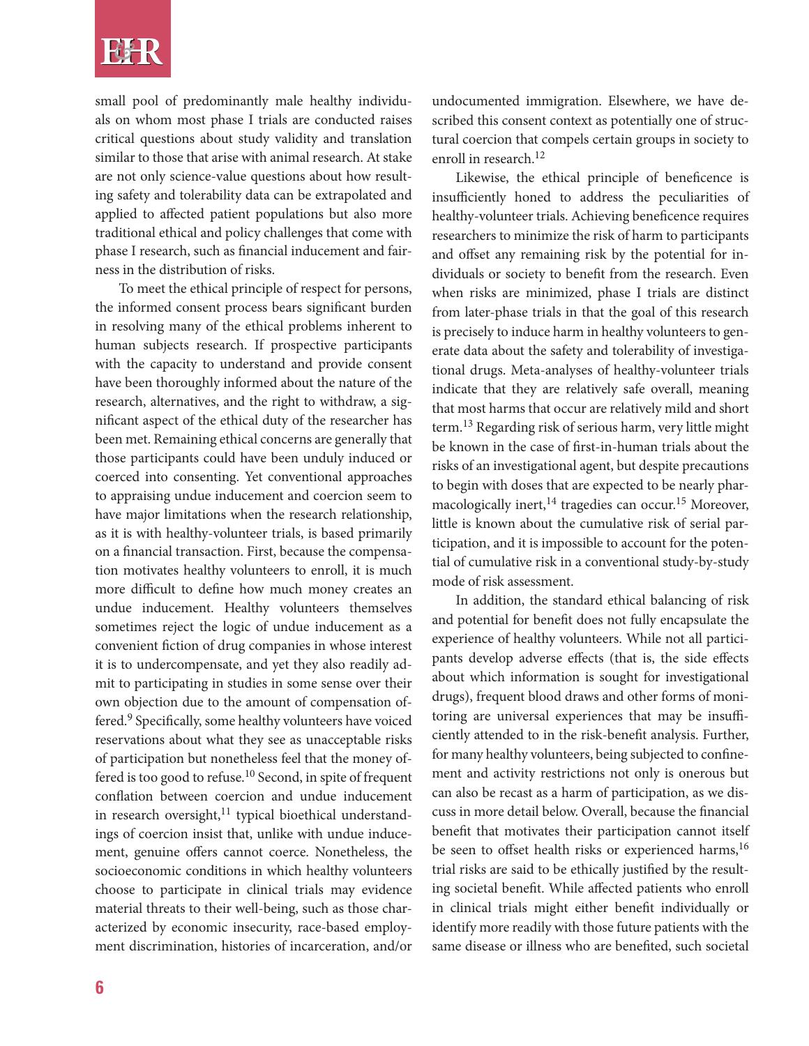small pool of predominantly male healthy individuals on whom most phase I trials are conducted raises critical questions about study validity and translation similar to those that arise with animal research. At stake are not only science-value questions about how resulting safety and tolerability data can be extrapolated and applied to affected patient populations but also more traditional ethical and policy challenges that come with phase I research, such as financial inducement and fairness in the distribution of risks.

To meet the ethical principle of respect for persons, the informed consent process bears significant burden in resolving many of the ethical problems inherent to human subjects research. If prospective participants with the capacity to understand and provide consent have been thoroughly informed about the nature of the research, alternatives, and the right to withdraw, a significant aspect of the ethical duty of the researcher has been met. Remaining ethical concerns are generally that those participants could have been unduly induced or coerced into consenting. Yet conventional approaches to appraising undue inducement and coercion seem to have major limitations when the research relationship, as it is with healthy-volunteer trials, is based primarily on a financial transaction. First, because the compensation motivates healthy volunteers to enroll, it is much more difficult to define how much money creates an undue inducement. Healthy volunteers themselves sometimes reject the logic of undue inducement as a convenient fiction of drug companies in whose interest it is to undercompensate, and yet they also readily admit to participating in studies in some sense over their own objection due to the amount of compensation offered.[9] Specifically, some healthy volunteers have voiced reservations about what they see as unacceptable risks of participation but nonetheless feel that the money offered is too good to refuse.[10] Second, in spite of frequent conflation between coercion and undue inducement in research oversight,[11] typical bioethical understandings of coercion insist that, unlike with undue inducement, genuine offers cannot coerce. Nonetheless, the socioeconomic conditions in which healthy volunteers choose to participate in clinical trials may evidence material threats to their well-being, such as those characterized by economic insecurity, race-based employment discrimination, histories of incarceration, and/or undocumented immigration. Elsewhere, we have described this consent context as potentially one of structural coercion that compels certain groups in society to enroll in research.[12]

Likewise, the ethical principle of beneficence is insufficiently honed to address the peculiarities of healthy-volunteer trials. Achieving beneficence requires researchers to minimize the risk of harm to participants and offset any remaining risk by the potential for individuals or society to benefit from the research. Even when risks are minimized, phase I trials are distinct from later-phase trials in that the goal of this research is precisely to induce harm in healthy volunteers to generate data about the safety and tolerability of investigational drugs. Meta-analyses of healthy-volunteer trials indicate that they are relatively safe overall, meaning that most harms that occur are relatively mild and short term.[13] Regarding risk of serious harm, very little might be known in the case of first-in-human trials about the risks of an investigational agent, but despite precautions to begin with doses that are expected to be nearly pharmacologically inert,[14] tragedies can occur.[15] Moreover, little is known about the cumulative risk of serial participation, and it is impossible to account for the potential of cumulative risk in a conventional study-by-study mode of risk assessment.

In addition, the standard ethical balancing of risk and potential for benefit does not fully encapsulate the experience of healthy volunteers. While not all participants develop adverse effects (that is, the side effects about which information is sought for investigational drugs), frequent blood draws and other forms of monitoring are universal experiences that may be insufficiently attended to in the risk-benefit analysis. Further, for many healthy volunteers, being subjected to confinement and activity restrictions not only is onerous but can also be recast as a harm of participation, as we discuss in more detail below. Overall, because the financial benefit that motivates their participation cannot itself be seen to offset health risks or experienced harms,[16] trial risks are said to be ethically justified by the resulting societal benefit. While affected patients who enroll in clinical trials might either benefit individually or identify more readily with those future patients with the same disease or illness who are benefited, such societal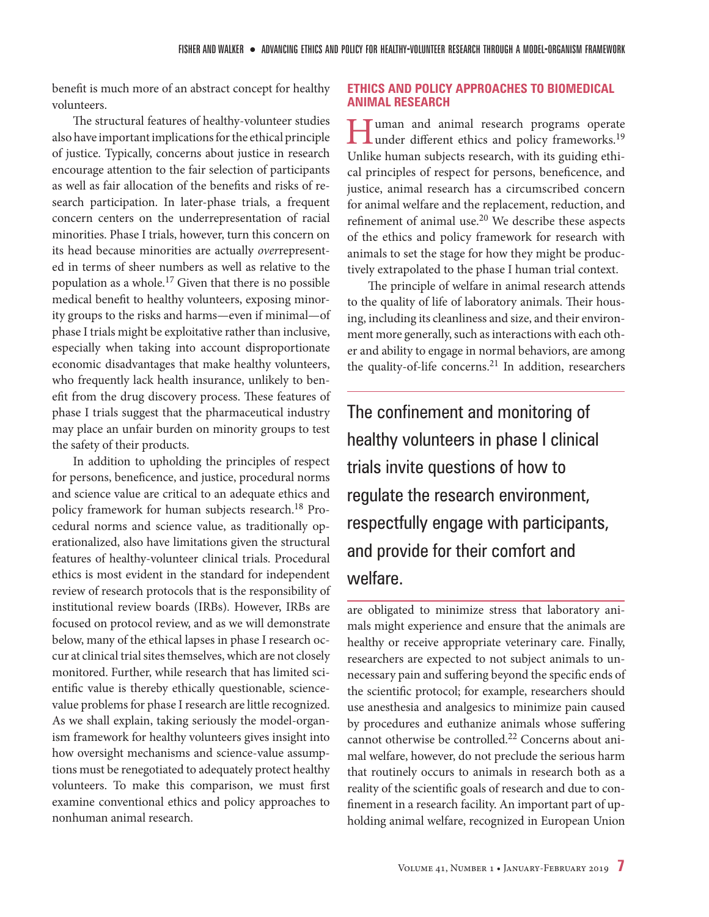benefit is much more of an abstract concept for healthy volunteers.

The structural features of healthy-volunteer studies also have important implications for the ethical principle of justice. Typically, concerns about justice in research encourage attention to the fair selection of participants as well as fair allocation of the benefits and risks of research participation. In later-phase trials, a frequent concern centers on the underrepresentation of racial minorities. Phase I trials, however, turn this concern on its head because minorities are actually *over*represented in terms of sheer numbers as well as relative to the population as a whole.[17] Given that there is no possible medical benefit to healthy volunteers, exposing minority groups to the risks and harms—even if minimal—of phase I trials might be exploitative rather than inclusive, especially when taking into account disproportionate economic disadvantages that make healthy volunteers, who frequently lack health insurance, unlikely to benefit from the drug discovery process. These features of phase I trials suggest that the pharmaceutical industry may place an unfair burden on minority groups to test the safety of their products.

In addition to upholding the principles of respect for persons, beneficence, and justice, procedural norms and science value are critical to an adequate ethics and policy framework for human subjects research.[18] Procedural norms and science value, as traditionally operationalized, also have limitations given the structural features of healthy-volunteer clinical trials. Procedural ethics is most evident in the standard for independent review of research protocols that is the responsibility of institutional review boards (IRBs). However, IRBs are focused on protocol review, and as we will demonstrate below, many of the ethical lapses in phase I research occur at clinical trial sites themselves, which are not closely monitored. Further, while research that has limited scientific value is thereby ethically questionable, science-value problems for phase I research are little recognized. As we shall explain, taking seriously the model-organism framework for healthy volunteers gives insight into how oversight mechanisms and science-value assumptions must be renegotiated to adequately protect healthy volunteers. To make this comparison, we must first examine conventional ethics and policy approaches to nonhuman animal research.

## ETHICS AND POLICY APPROACHES TO BIOMEDICAL ANIMAL RESEARCH

Human and animal research programs operate under different ethics and policy frameworks.[19] Unlike human subjects research, with its guiding ethical principles of respect for persons, beneficence, and justice, animal research has a circumscribed concern for animal welfare and the replacement, reduction, and refinement of animal use.[20] We describe these aspects of the ethics and policy framework for research with animals to set the stage for how they might be productively extrapolated to the phase I human trial context.

The principle of welfare in animal research attends to the quality of life of laboratory animals. Their housing, including its cleanliness and size, and their environment more generally, such as interactions with each other and ability to engage in normal behaviors, are among the quality-of-life concerns.[21] In addition, researchers are obligated to minimize stress that laboratory animals might experience and ensure that the animals are healthy or receive appropriate veterinary care. Finally, researchers are expected to not subject animals to unnecessary pain and suffering beyond the specific ends of the scientific protocol; for example, researchers should use anesthesia and analgesics to minimize pain caused by procedures and euthanize animals whose suffering cannot otherwise be controlled.[22] Concerns about animal welfare, however, do not preclude the serious harm that routinely occurs to animals in research both as a reality of the scientific goals of research and due to confinement in a research facility. An important part of upholding animal welfare, recognized in European Union

> The confinement and monitoring of healthy volunteers in phase I clinical trials invite questions of how to regulate the research environment, respectfully engage with participants, and provide for their comfort and welfare.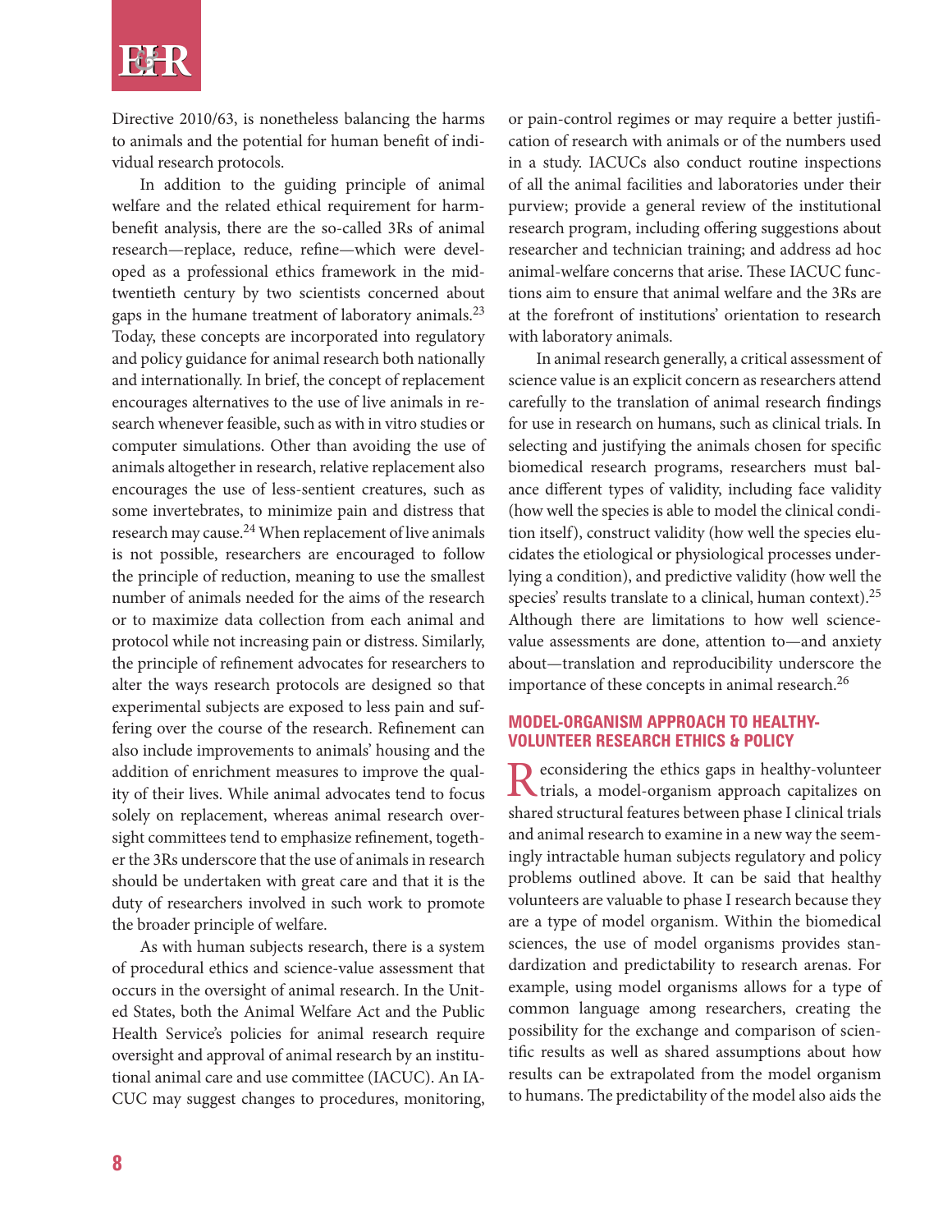Directive 2010/63, is nonetheless balancing the harms to animals and the potential for human benefit of individual research protocols.

In addition to the guiding principle of animal welfare and the related ethical requirement for harm-benefit analysis, there are the so-called 3Rs of animal research—replace, reduce, refine—which were developed as a professional ethics framework in the mid-twentieth century by two scientists concerned about gaps in the humane treatment of laboratory animals.[23] Today, these concepts are incorporated into regulatory and policy guidance for animal research both nationally and internationally. In brief, the concept of replacement encourages alternatives to the use of live animals in research whenever feasible, such as with in vitro studies or computer simulations. Other than avoiding the use of animals altogether in research, relative replacement also encourages the use of less-sentient creatures, such as some invertebrates, to minimize pain and distress that research may cause.[24] When replacement of live animals is not possible, researchers are encouraged to follow the principle of reduction, meaning to use the smallest number of animals needed for the aims of the research or to maximize data collection from each animal and protocol while not increasing pain or distress. Similarly, the principle of refinement advocates for researchers to alter the ways research protocols are designed so that experimental subjects are exposed to less pain and suffering over the course of the research. Refinement can also include improvements to animals' housing and the addition of enrichment measures to improve the quality of their lives. While animal advocates tend to focus solely on replacement, whereas animal research oversight committees tend to emphasize refinement, together the 3Rs underscore that the use of animals in research should be undertaken with great care and that it is the duty of researchers involved in such work to promote the broader principle of welfare.

As with human subjects research, there is a system of procedural ethics and science-value assessment that occurs in the oversight of animal research. In the United States, both the Animal Welfare Act and the Public Health Service's policies for animal research require oversight and approval of animal research by an institutional animal care and use committee (IACUC). An IACUC may suggest changes to procedures, monitoring, or pain-control regimes or may require a better justification of research with animals or of the numbers used in a study. IACUCs also conduct routine inspections of all the animal facilities and laboratories under their purview; provide a general review of the institutional research program, including offering suggestions about researcher and technician training; and address ad hoc animal-welfare concerns that arise. These IACUC functions aim to ensure that animal welfare and the 3Rs are at the forefront of institutions' orientation to research with laboratory animals.

In animal research generally, a critical assessment of science value is an explicit concern as researchers attend carefully to the translation of animal research findings for use in research on humans, such as clinical trials. In selecting and justifying the animals chosen for specific biomedical research programs, researchers must balance different types of validity, including face validity (how well the species is able to model the clinical condition itself), construct validity (how well the species elucidates the etiological or physiological processes underlying a condition), and predictive validity (how well the species' results translate to a clinical, human context).[25] Although there are limitations to how well science-value assessments are done, attention to—and anxiety about—translation and reproducibility underscore the importance of these concepts in animal research.[26]

## MODEL-ORGANISM APPROACH TO HEALTHY-VOLUNTEER RESEARCH ETHICS & POLICY

Reconsidering the ethics gaps in healthy-volunteer trials, a model-organism approach capitalizes on shared structural features between phase I clinical trials and animal research to examine in a new way the seemingly intractable human subjects regulatory and policy problems outlined above. It can be said that healthy volunteers are valuable to phase I research because they are a type of model organism. Within the biomedical sciences, the use of model organisms provides standardization and predictability to research arenas. For example, using model organisms allows for a type of common language among researchers, creating the possibility for the exchange and comparison of scientific results as well as shared assumptions about how results can be extrapolated from the model organism to humans. The predictability of the model also aids the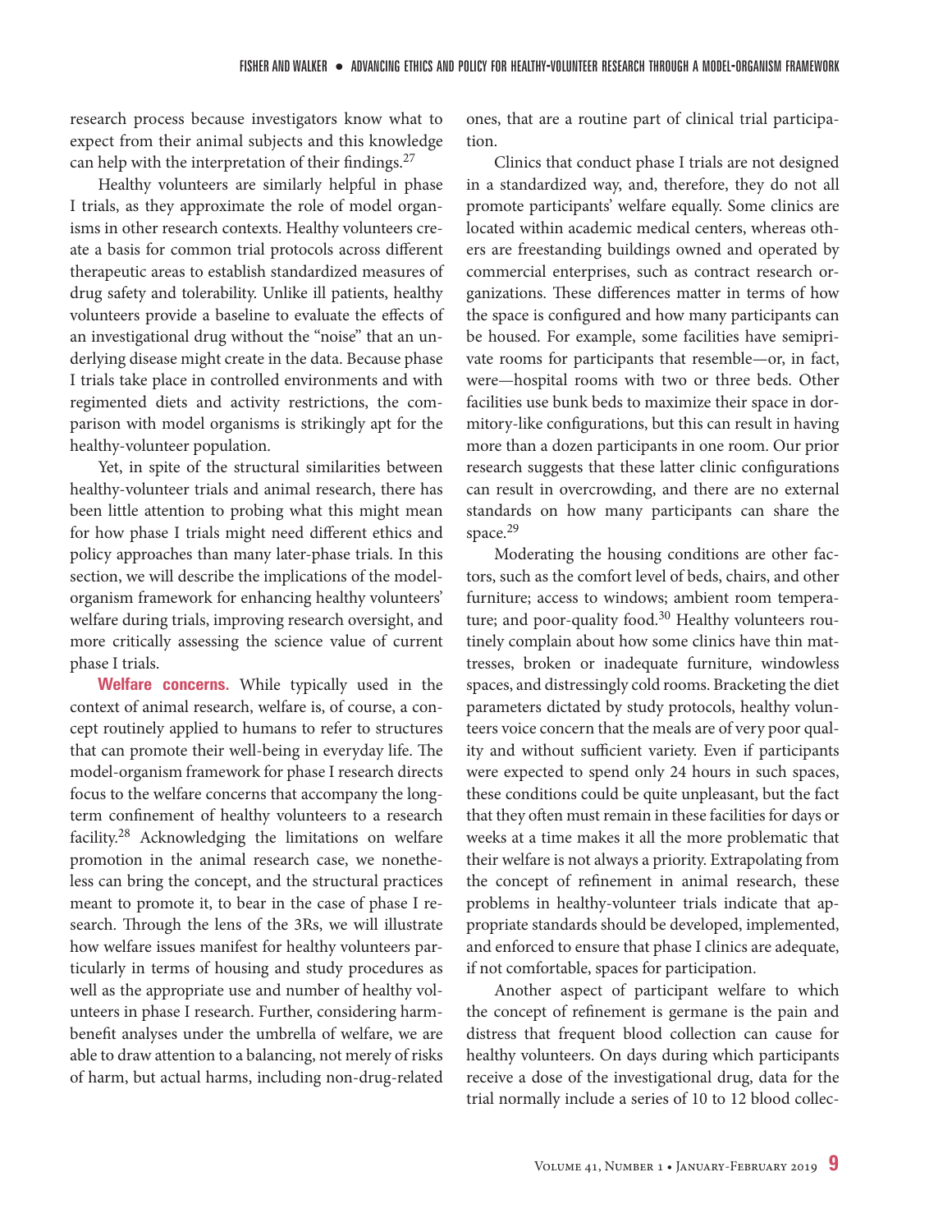research process because investigators know what to expect from their animal subjects and this knowledge can help with the interpretation of their findings.[27]

Healthy volunteers are similarly helpful in phase I trials, as they approximate the role of model organisms in other research contexts. Healthy volunteers create a basis for common trial protocols across different therapeutic areas to establish standardized measures of drug safety and tolerability. Unlike ill patients, healthy volunteers provide a baseline to evaluate the effects of an investigational drug without the "noise" that an underlying disease might create in the data. Because phase I trials take place in controlled environments and with regimented diets and activity restrictions, the comparison with model organisms is strikingly apt for the healthy-volunteer population.

Yet, in spite of the structural similarities between healthy-volunteer trials and animal research, there has been little attention to probing what this might mean for how phase I trials might need different ethics and policy approaches than many later-phase trials. In this section, we will describe the implications of the model-organism framework for enhancing healthy volunteers' welfare during trials, improving research oversight, and more critically assessing the science value of current phase I trials.

**Welfare concerns.** While typically used in the context of animal research, welfare is, of course, a concept routinely applied to humans to refer to structures that can promote their well-being in everyday life. The model-organism framework for phase I research directs focus to the welfare concerns that accompany the long-term confinement of healthy volunteers to a research facility.[28] Acknowledging the limitations on welfare promotion in the animal research case, we nonetheless can bring the concept, and the structural practices meant to promote it, to bear in the case of phase I research. Through the lens of the 3Rs, we will illustrate how welfare issues manifest for healthy volunteers particularly in terms of housing and study procedures as well as the appropriate use and number of healthy volunteers in phase I research. Further, considering harm-benefit analyses under the umbrella of welfare, we are able to draw attention to a balancing, not merely of risks of harm, but actual harms, including non-drug-related ones, that are a routine part of clinical trial participation.

Clinics that conduct phase I trials are not designed in a standardized way, and, therefore, they do not all promote participants' welfare equally. Some clinics are located within academic medical centers, whereas others are freestanding buildings owned and operated by commercial enterprises, such as contract research organizations. These differences matter in terms of how the space is configured and how many participants can be housed. For example, some facilities have semiprivate rooms for participants that resemble—or, in fact, were—hospital rooms with two or three beds. Other facilities use bunk beds to maximize their space in dormitory-like configurations, but this can result in having more than a dozen participants in one room. Our prior research suggests that these latter clinic configurations can result in overcrowding, and there are no external standards on how many participants can share the space.[29]

Moderating the housing conditions are other factors, such as the comfort level of beds, chairs, and other furniture; access to windows; ambient room temperature; and poor-quality food.[30] Healthy volunteers routinely complain about how some clinics have thin mattresses, broken or inadequate furniture, windowless spaces, and distressingly cold rooms. Bracketing the diet parameters dictated by study protocols, healthy volunteers voice concern that the meals are of very poor quality and without sufficient variety. Even if participants were expected to spend only 24 hours in such spaces, these conditions could be quite unpleasant, but the fact that they often must remain in these facilities for days or weeks at a time makes it all the more problematic that their welfare is not always a priority. Extrapolating from the concept of refinement in animal research, these problems in healthy-volunteer trials indicate that appropriate standards should be developed, implemented, and enforced to ensure that phase I clinics are adequate, if not comfortable, spaces for participation.

Another aspect of participant welfare to which the concept of refinement is germane is the pain and distress that frequent blood collection can cause for healthy volunteers. On days during which participants receive a dose of the investigational drug, data for the trial normally include a series of 10 to 12 blood collec-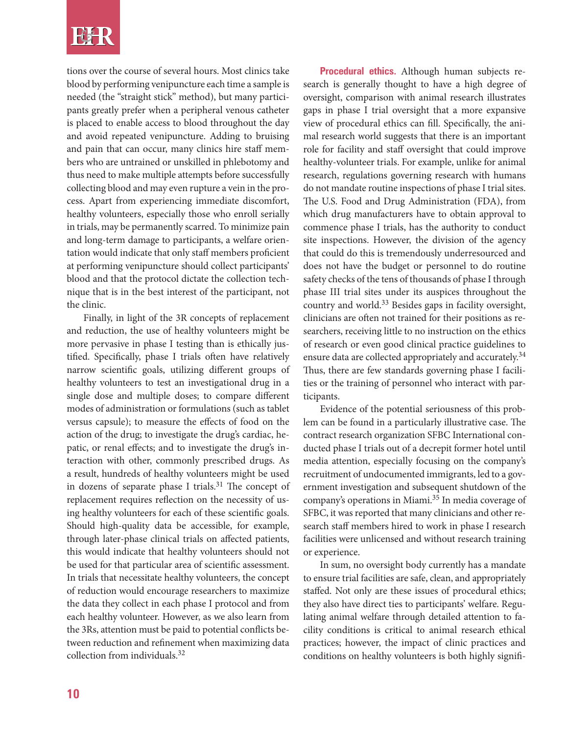tions over the course of several hours. Most clinics take blood by performing venipuncture each time a sample is needed (the "straight stick" method), but many participants greatly prefer when a peripheral venous catheter is placed to enable access to blood throughout the day and avoid repeated venipuncture. Adding to bruising and pain that can occur, many clinics hire staff members who are untrained or unskilled in phlebotomy and thus need to make multiple attempts before successfully collecting blood and may even rupture a vein in the process. Apart from experiencing immediate discomfort, healthy volunteers, especially those who enroll serially in trials, may be permanently scarred. To minimize pain and long-term damage to participants, a welfare orientation would indicate that only staff members proficient at performing venipuncture should collect participants' blood and that the protocol dictate the collection technique that is in the best interest of the participant, not the clinic.

Finally, in light of the 3R concepts of replacement and reduction, the use of healthy volunteers might be more pervasive in phase I testing than is ethically justified. Specifically, phase I trials often have relatively narrow scientific goals, utilizing different groups of healthy volunteers to test an investigational drug in a single dose and multiple doses; to compare different modes of administration or formulations (such as tablet versus capsule); to measure the effects of food on the action of the drug; to investigate the drug's cardiac, hepatic, or renal effects; and to investigate the drug's interaction with other, commonly prescribed drugs. As a result, hundreds of healthy volunteers might be used in dozens of separate phase I trials.[31] The concept of replacement requires reflection on the necessity of using healthy volunteers for each of these scientific goals. Should high-quality data be accessible, for example, through later-phase clinical trials on affected patients, this would indicate that healthy volunteers should not be used for that particular area of scientific assessment. In trials that necessitate healthy volunteers, the concept of reduction would encourage researchers to maximize the data they collect in each phase I protocol and from each healthy volunteer. However, as we also learn from the 3Rs, attention must be paid to potential conflicts between reduction and refinement when maximizing data collection from individuals.[32]

**Procedural ethics.** Although human subjects research is generally thought to have a high degree of oversight, comparison with animal research illustrates gaps in phase I trial oversight that a more expansive view of procedural ethics can fill. Specifically, the animal research world suggests that there is an important role for facility and staff oversight that could improve healthy-volunteer trials. For example, unlike for animal research, regulations governing research with humans do not mandate routine inspections of phase I trial sites. The U.S. Food and Drug Administration (FDA), from which drug manufacturers have to obtain approval to commence phase I trials, has the authority to conduct site inspections. However, the division of the agency that could do this is tremendously underresourced and does not have the budget or personnel to do routine safety checks of the tens of thousands of phase I through phase III trial sites under its auspices throughout the country and world.[33] Besides gaps in facility oversight, clinicians are often not trained for their positions as researchers, receiving little to no instruction on the ethics of research or even good clinical practice guidelines to ensure data are collected appropriately and accurately.[34] Thus, there are few standards governing phase I facilities or the training of personnel who interact with participants.

Evidence of the potential seriousness of this problem can be found in a particularly illustrative case. The contract research organization SFBC International conducted phase I trials out of a decrepit former hotel until media attention, especially focusing on the company's recruitment of undocumented immigrants, led to a government investigation and subsequent shutdown of the company's operations in Miami.[35] In media coverage of SFBC, it was reported that many clinicians and other research staff members hired to work in phase I research facilities were unlicensed and without research training or experience.

In sum, no oversight body currently has a mandate to ensure trial facilities are safe, clean, and appropriately staffed. Not only are these issues of procedural ethics; they also have direct ties to participants' welfare. Regulating animal welfare through detailed attention to facility conditions is critical to animal research ethical practices; however, the impact of clinic practices and conditions on healthy volunteers is both highly signifi-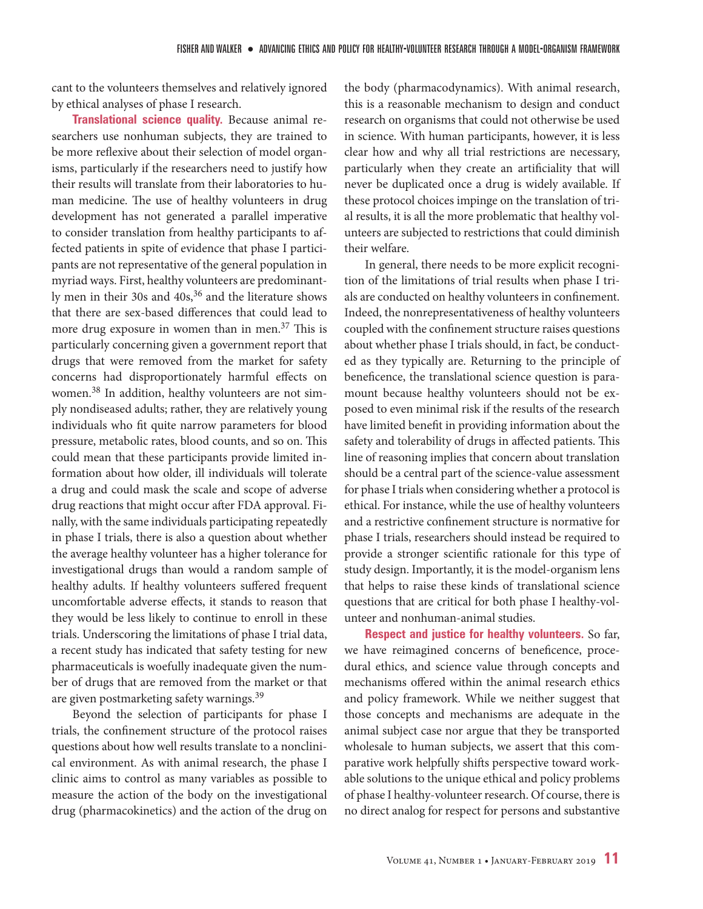cant to the volunteers themselves and relatively ignored by ethical analyses of phase I research.

**Translational science quality.** Because animal researchers use nonhuman subjects, they are trained to be more reflexive about their selection of model organisms, particularly if the researchers need to justify how their results will translate from their laboratories to human medicine. The use of healthy volunteers in drug development has not generated a parallel imperative to consider translation from healthy participants to affected patients in spite of evidence that phase I participants are not representative of the general population in myriad ways. First, healthy volunteers are predominantly men in their 30s and 40s,[36] and the literature shows that there are sex-based differences that could lead to more drug exposure in women than in men.[37] This is particularly concerning given a government report that drugs that were removed from the market for safety concerns had disproportionately harmful effects on women.[38] In addition, healthy volunteers are not simply nondiseased adults; rather, they are relatively young individuals who fit quite narrow parameters for blood pressure, metabolic rates, blood counts, and so on. This could mean that these participants provide limited information about how older, ill individuals will tolerate a drug and could mask the scale and scope of adverse drug reactions that might occur after FDA approval. Finally, with the same individuals participating repeatedly in phase I trials, there is also a question about whether the average healthy volunteer has a higher tolerance for investigational drugs than would a random sample of healthy adults. If healthy volunteers suffered frequent uncomfortable adverse effects, it stands to reason that they would be less likely to continue to enroll in these trials. Underscoring the limitations of phase I trial data, a recent study has indicated that safety testing for new pharmaceuticals is woefully inadequate given the number of drugs that are removed from the market or that are given postmarketing safety warnings.[39]

Beyond the selection of participants for phase I trials, the confinement structure of the protocol raises questions about how well results translate to a nonclinical environment. As with animal research, the phase I clinic aims to control as many variables as possible to measure the action of the body on the investigational drug (pharmacokinetics) and the action of the drug on the body (pharmacodynamics). With animal research, this is a reasonable mechanism to design and conduct research on organisms that could not otherwise be used in science. With human participants, however, it is less clear how and why all trial restrictions are necessary, particularly when they create an artificiality that will never be duplicated once a drug is widely available. If these protocol choices impinge on the translation of trial results, it is all the more problematic that healthy volunteers are subjected to restrictions that could diminish their welfare.

In general, there needs to be more explicit recognition of the limitations of trial results when phase I trials are conducted on healthy volunteers in confinement. Indeed, the nonrepresentativeness of healthy volunteers coupled with the confinement structure raises questions about whether phase I trials should, in fact, be conducted as they typically are. Returning to the principle of beneficence, the translational science question is paramount because healthy volunteers should not be exposed to even minimal risk if the results of the research have limited benefit in providing information about the safety and tolerability of drugs in affected patients. This line of reasoning implies that concern about translation should be a central part of the science-value assessment for phase I trials when considering whether a protocol is ethical. For instance, while the use of healthy volunteers and a restrictive confinement structure is normative for phase I trials, researchers should instead be required to provide a stronger scientific rationale for this type of study design. Importantly, it is the model-organism lens that helps to raise these kinds of translational science questions that are critical for both phase I healthy-volunteer and nonhuman-animal studies.

**Respect and justice for healthy volunteers.** So far, we have reimagined concerns of beneficence, procedural ethics, and science value through concepts and mechanisms offered within the animal research ethics and policy framework. While we neither suggest that those concepts and mechanisms are adequate in the animal subject case nor argue that they be transported wholesale to human subjects, we assert that this comparative work helpfully shifts perspective toward workable solutions to the unique ethical and policy problems of phase I healthy-volunteer research. Of course, there is no direct analog for respect for persons and substantive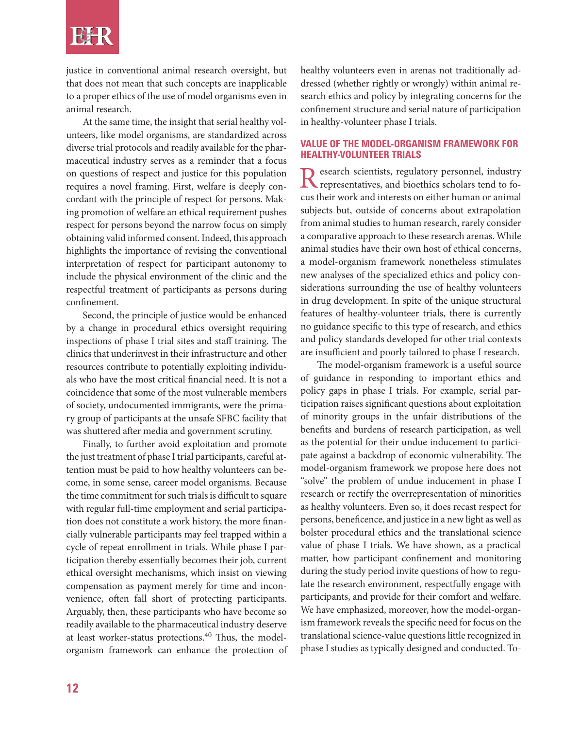justice in conventional animal research oversight, but that does not mean that such concepts are inapplicable to a proper ethics of the use of model organisms even in animal research.

At the same time, the insight that serial healthy volunteers, like model organisms, are standardized across diverse trial protocols and readily available for the pharmaceutical industry serves as a reminder that a focus on questions of respect and justice for this population requires a novel framing. First, welfare is deeply concordant with the principle of respect for persons. Making promotion of welfare an ethical requirement pushes respect for persons beyond the narrow focus on simply obtaining valid informed consent. Indeed, this approach highlights the importance of revising the conventional interpretation of respect for participant autonomy to include the physical environment of the clinic and the respectful treatment of participants as persons during confinement.

Second, the principle of justice would be enhanced by a change in procedural ethics oversight requiring inspections of phase I trial sites and staff training. The clinics that underinvest in their infrastructure and other resources contribute to potentially exploiting individuals who have the most critical financial need. It is not a coincidence that some of the most vulnerable members of society, undocumented immigrants, were the primary group of participants at the unsafe SFBC facility that was shuttered after media and government scrutiny.

Finally, to further avoid exploitation and promote the just treatment of phase I trial participants, careful attention must be paid to how healthy volunteers can become, in some sense, career model organisms. Because the time commitment for such trials is difficult to square with regular full-time employment and serial participation does not constitute a work history, the more financially vulnerable participants may feel trapped within a cycle of repeat enrollment in trials. While phase I participation thereby essentially becomes their job, current ethical oversight mechanisms, which insist on viewing compensation as payment merely for time and inconvenience, often fall short of protecting participants. Arguably, then, these participants who have become so readily available to the pharmaceutical industry deserve at least worker-status protections.[40] Thus, the model-organism framework can enhance the protection of healthy volunteers even in arenas not traditionally addressed (whether rightly or wrongly) within animal research ethics and policy by integrating concerns for the confinement structure and serial nature of participation in healthy-volunteer phase I trials.

## VALUE OF THE MODEL-ORGANISM FRAMEWORK FOR HEALTHY-VOLUNTEER TRIALS

Research scientists, regulatory personnel, industry representatives, and bioethics scholars tend to focus their work and interests on either human or animal subjects but, outside of concerns about extrapolation from animal studies to human research, rarely consider a comparative approach to these research arenas. While animal studies have their own host of ethical concerns, a model-organism framework nonetheless stimulates new analyses of the specialized ethics and policy considerations surrounding the use of healthy volunteers in drug development. In spite of the unique structural features of healthy-volunteer trials, there is currently no guidance specific to this type of research, and ethics and policy standards developed for other trial contexts are insufficient and poorly tailored to phase I research.

The model-organism framework is a useful source of guidance in responding to important ethics and policy gaps in phase I trials. For example, serial participation raises significant questions about exploitation of minority groups in the unfair distributions of the benefits and burdens of research participation, as well as the potential for their undue inducement to participate against a backdrop of economic vulnerability. The model-organism framework we propose here does not "solve" the problem of undue inducement in phase I research or rectify the overrepresentation of minorities as healthy volunteers. Even so, it does recast respect for persons, beneficence, and justice in a new light as well as bolster procedural ethics and the translational science value of phase I trials. We have shown, as a practical matter, how participant confinement and monitoring during the study period invite questions of how to regulate the research environment, respectfully engage with participants, and provide for their comfort and welfare. We have emphasized, moreover, how the model-organism framework reveals the specific need for focus on the translational science-value questions little recognized in phase I studies as typically designed and conducted. To-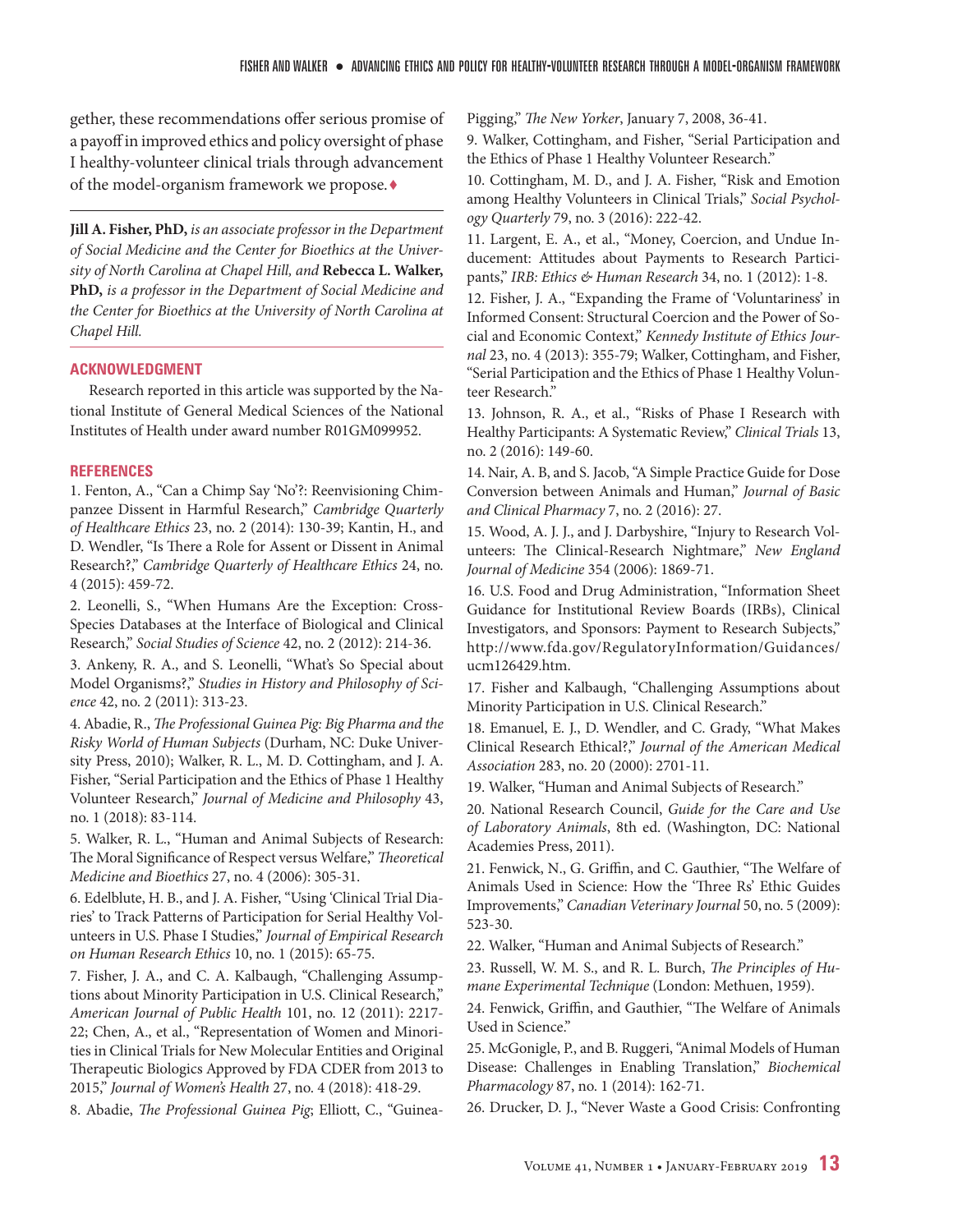gether, these recommendations offer serious promise of a payoff in improved ethics and policy oversight of phase I healthy-volunteer clinical trials through advancement of the model-organism framework we propose.♦

**Jill A. Fisher, PhD,** *is an associate professor in the Department of Social Medicine and the Center for Bioethics at the University of North Carolina at Chapel Hill, and* **Rebecca L. Walker, PhD,** *is a professor in the Department of Social Medicine and the Center for Bioethics at the University of North Carolina at Chapel Hill.*

## ACKNOWLEDGMENT

Research reported in this article was supported by the National Institute of General Medical Sciences of the National Institutes of Health under award number R01GM099952.

## REFERENCES

1. Fenton, A., "Can a Chimp Say 'No'?: Reenvisioning Chimpanzee Dissent in Harmful Research," *Cambridge Quarterly of Healthcare Ethics* 23, no. 2 (2014): 130-39; Kantin, H., and D. Wendler, "Is There a Role for Assent or Dissent in Animal Research?," *Cambridge Quarterly of Healthcare Ethics* 24, no. 4 (2015): 459-72.
2. Leonelli, S., "When Humans Are the Exception: Cross-Species Databases at the Interface of Biological and Clinical Research," *Social Studies of Science* 42, no. 2 (2012): 214-36.
3. Ankeny, R. A., and S. Leonelli, "What's So Special about Model Organisms?," *Studies in History and Philosophy of Science* 42, no. 2 (2011): 313-23.
4. Abadie, R., *The Professional Guinea Pig: Big Pharma and the Risky World of Human Subjects* (Durham, NC: Duke University Press, 2010); Walker, R. L., M. D. Cottingham, and J. A. Fisher, "Serial Participation and the Ethics of Phase 1 Healthy Volunteer Research," *Journal of Medicine and Philosophy* 43, no. 1 (2018): 83-114.
5. Walker, R. L., "Human and Animal Subjects of Research: The Moral Significance of Respect versus Welfare," *Theoretical Medicine and Bioethics* 27, no. 4 (2006): 305-31.
6. Edelblute, H. B., and J. A. Fisher, "Using 'Clinical Trial Diaries' to Track Patterns of Participation for Serial Healthy Volunteers in U.S. Phase I Studies," *Journal of Empirical Research on Human Research Ethics* 10, no. 1 (2015): 65-75.
7. Fisher, J. A., and C. A. Kalbaugh, "Challenging Assumptions about Minority Participation in U.S. Clinical Research," *American Journal of Public Health* 101, no. 12 (2011): 2217-22; Chen, A., et al., "Representation of Women and Minorities in Clinical Trials for New Molecular Entities and Original Therapeutic Biologics Approved by FDA CDER from 2013 to 2015," *Journal of Women's Health* 27, no. 4 (2018): 418-29.
8. Abadie, *The Professional Guinea Pig*; Elliott, C., "Guinea-Pigging," *The New Yorker*, January 7, 2008, 36-41.
9. Walker, Cottingham, and Fisher, "Serial Participation and the Ethics of Phase 1 Healthy Volunteer Research."
10. Cottingham, M. D., and J. A. Fisher, "Risk and Emotion among Healthy Volunteers in Clinical Trials," *Social Psychology Quarterly* 79, no. 3 (2016): 222-42.
11. Largent, E. A., et al., "Money, Coercion, and Undue Inducement: Attitudes about Payments to Research Participants," *IRB: Ethics & Human Research* 34, no. 1 (2012): 1-8.
12. Fisher, J. A., "Expanding the Frame of 'Voluntariness' in Informed Consent: Structural Coercion and the Power of Social and Economic Context," *Kennedy Institute of Ethics Journal* 23, no. 4 (2013): 355-79; Walker, Cottingham, and Fisher, "Serial Participation and the Ethics of Phase 1 Healthy Volunteer Research."
13. Johnson, R. A., et al., "Risks of Phase I Research with Healthy Participants: A Systematic Review," *Clinical Trials* 13, no. 2 (2016): 149-60.
14. Nair, A. B, and S. Jacob, "A Simple Practice Guide for Dose Conversion between Animals and Human," *Journal of Basic and Clinical Pharmacy* 7, no. 2 (2016): 27.
15. Wood, A. J. J., and J. Darbyshire, "Injury to Research Volunteers: The Clinical-Research Nightmare," *New England Journal of Medicine* 354 (2006): 1869-71.
16. U.S. Food and Drug Administration, "Information Sheet Guidance for Institutional Review Boards (IRBs), Clinical Investigators, and Sponsors: Payment to Research Subjects," http://www.fda.gov/RegulatoryInformation/Guidances/ucm126429.htm.
17. Fisher and Kalbaugh, "Challenging Assumptions about Minority Participation in U.S. Clinical Research."
18. Emanuel, E. J., D. Wendler, and C. Grady, "What Makes Clinical Research Ethical?," *Journal of the American Medical Association* 283, no. 20 (2000): 2701-11.
19. Walker, "Human and Animal Subjects of Research."
20. National Research Council, *Guide for the Care and Use of Laboratory Animals*, 8th ed. (Washington, DC: National Academies Press, 2011).
21. Fenwick, N., G. Griffin, and C. Gauthier, "The Welfare of Animals Used in Science: How the 'Three Rs' Ethic Guides Improvements," *Canadian Veterinary Journal* 50, no. 5 (2009): 523-30.
22. Walker, "Human and Animal Subjects of Research."
23. Russell, W. M. S., and R. L. Burch, *The Principles of Humane Experimental Technique* (London: Methuen, 1959).
24. Fenwick, Griffin, and Gauthier, "The Welfare of Animals Used in Science."
25. McGonigle, P., and B. Ruggeri, "Animal Models of Human Disease: Challenges in Enabling Translation," *Biochemical Pharmacology* 87, no. 1 (2014): 162-71.
26. Drucker, D. J., "Never Waste a Good Crisis: Confronting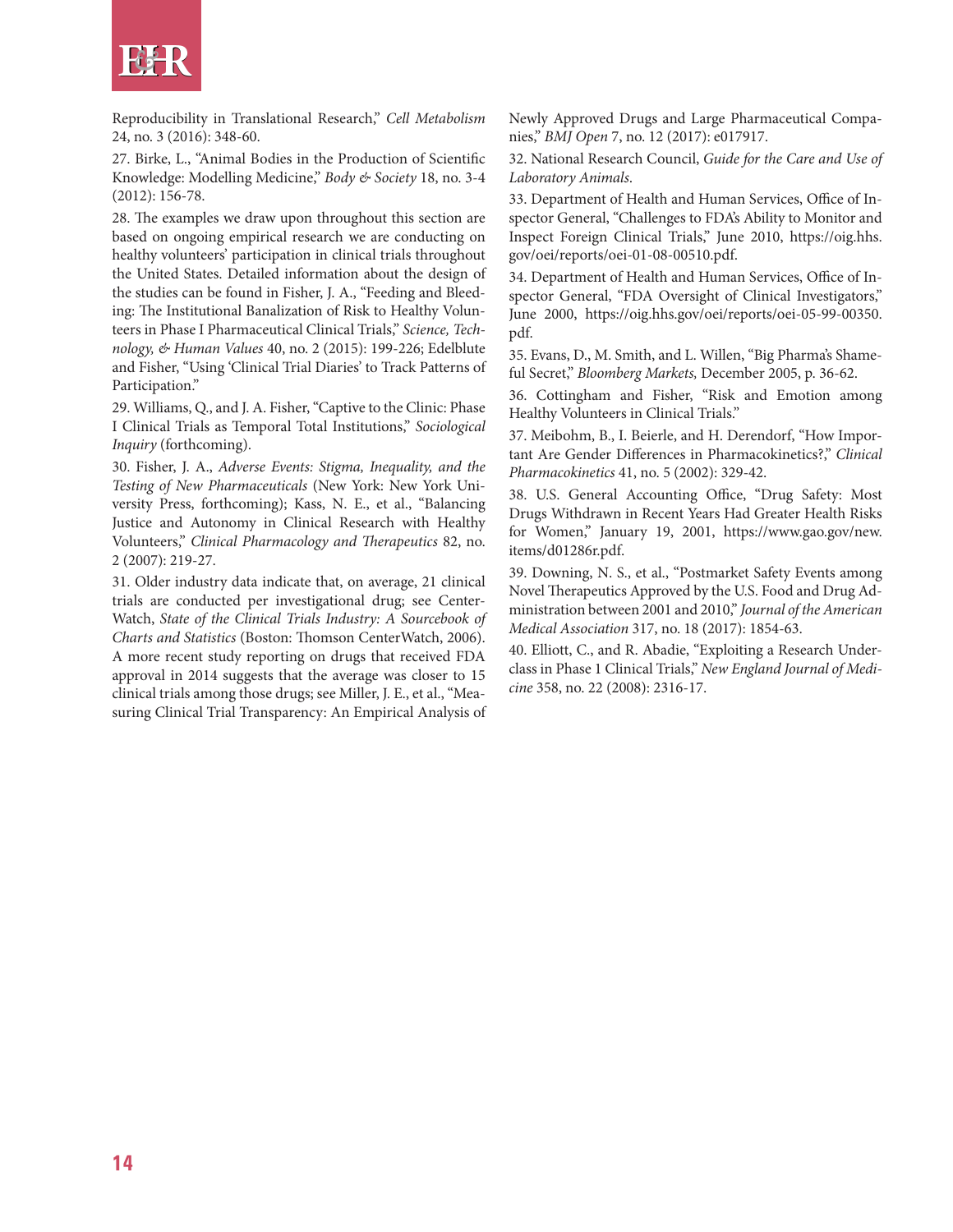Reproducibility in Translational Research," *Cell Metabolism* 24, no. 3 (2016): 348-60.

27. Birke, L., "Animal Bodies in the Production of Scientific Knowledge: Modelling Medicine," *Body & Society* 18, no. 3-4 (2012): 156-78.

28. The examples we draw upon throughout this section are based on ongoing empirical research we are conducting on healthy volunteers' participation in clinical trials throughout the United States. Detailed information about the design of the studies can be found in Fisher, J. A., "Feeding and Bleeding: The Institutional Banalization of Risk to Healthy Volunteers in Phase I Pharmaceutical Clinical Trials," *Science, Technology, & Human Values* 40, no. 2 (2015): 199-226; Edelblute and Fisher, "Using 'Clinical Trial Diaries' to Track Patterns of Participation."

29. Williams, Q., and J. A. Fisher, "Captive to the Clinic: Phase I Clinical Trials as Temporal Total Institutions," *Sociological Inquiry* (forthcoming).

30. Fisher, J. A., *Adverse Events: Stigma, Inequality, and the Testing of New Pharmaceuticals* (New York: New York University Press, forthcoming); Kass, N. E., et al., "Balancing Justice and Autonomy in Clinical Research with Healthy Volunteers," *Clinical Pharmacology and Therapeutics* 82, no. 2 (2007): 219-27.

31. Older industry data indicate that, on average, 21 clinical trials are conducted per investigational drug; see CenterWatch, *State of the Clinical Trials Industry: A Sourcebook of Charts and Statistics* (Boston: Thomson CenterWatch, 2006). A more recent study reporting on drugs that received FDA approval in 2014 suggests that the average was closer to 15 clinical trials among those drugs; see Miller, J. E., et al., "Measuring Clinical Trial Transparency: An Empirical Analysis of Newly Approved Drugs and Large Pharmaceutical Companies," *BMJ Open* 7, no. 12 (2017): e017917.

32. National Research Council, *Guide for the Care and Use of Laboratory Animals*.

33. Department of Health and Human Services, Office of Inspector General, "Challenges to FDA's Ability to Monitor and Inspect Foreign Clinical Trials," June 2010, https://oig.hhs.gov/oei/reports/oei-01-08-00510.pdf.

34. Department of Health and Human Services, Office of Inspector General, "FDA Oversight of Clinical Investigators," June 2000, https://oig.hhs.gov/oei/reports/oei-05-99-00350.pdf.

35. Evans, D., M. Smith, and L. Willen, "Big Pharma's Shameful Secret," *Bloomberg Markets,* December 2005, p. 36-62.

36. Cottingham and Fisher, "Risk and Emotion among Healthy Volunteers in Clinical Trials."

37. Meibohm, B., I. Beierle, and H. Derendorf, "How Important Are Gender Differences in Pharmacokinetics?," *Clinical Pharmacokinetics* 41, no. 5 (2002): 329-42.

38. U.S. General Accounting Office, "Drug Safety: Most Drugs Withdrawn in Recent Years Had Greater Health Risks for Women," January 19, 2001, https://www.gao.gov/new.items/d01286r.pdf.

39. Downing, N. S., et al., "Postmarket Safety Events among Novel Therapeutics Approved by the U.S. Food and Drug Administration between 2001 and 2010," *Journal of the American Medical Association* 317, no. 18 (2017): 1854-63.

40. Elliott, C., and R. Abadie, "Exploiting a Research Underclass in Phase 1 Clinical Trials," *New England Journal of Medicine* 358, no. 22 (2008): 2316-17.